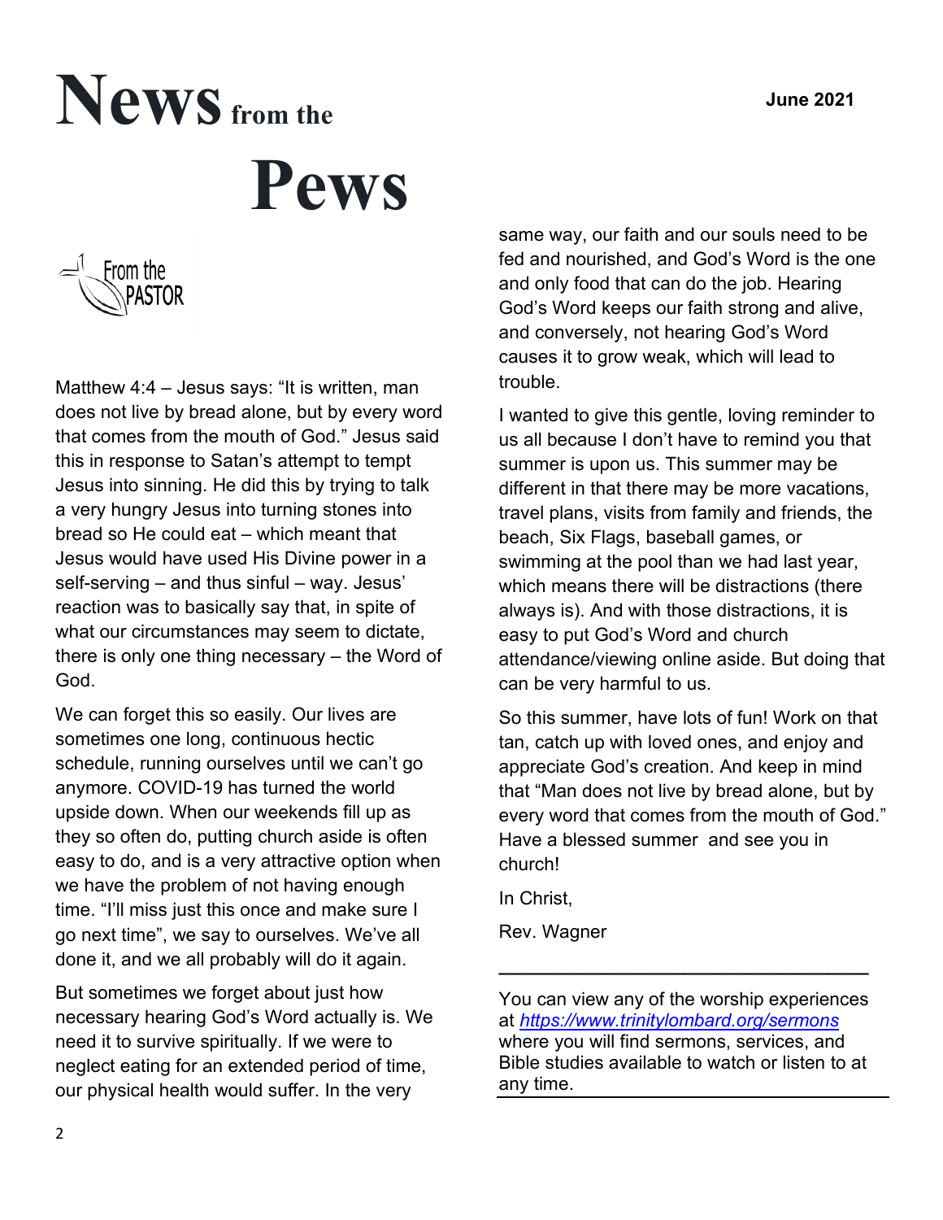# News from the Pews

**June 2021**

## From the PASTOR

Matthew 4:4 – Jesus says: "It is written, man does not live by bread alone, but by every word that comes from the mouth of God." Jesus said this in response to Satan's attempt to tempt Jesus into sinning. He did this by trying to talk a very hungry Jesus into turning stones into bread so He could eat – which meant that Jesus would have used His Divine power in a self-serving – and thus sinful – way. Jesus' reaction was to basically say that, in spite of what our circumstances may seem to dictate, there is only one thing necessary – the Word of God.

We can forget this so easily. Our lives are sometimes one long, continuous hectic schedule, running ourselves until we can't go anymore. COVID-19 has turned the world upside down. When our weekends fill up as they so often do, putting church aside is often easy to do, and is a very attractive option when we have the problem of not having enough time. "I'll miss just this once and make sure I go next time", we say to ourselves. We've all done it, and we all probably will do it again.

But sometimes we forget about just how necessary hearing God's Word actually is. We need it to survive spiritually. If we were to neglect eating for an extended period of time, our physical health would suffer. In the very same way, our faith and our souls need to be fed and nourished, and God's Word is the one and only food that can do the job. Hearing God's Word keeps our faith strong and alive, and conversely, not hearing God's Word causes it to grow weak, which will lead to trouble.

I wanted to give this gentle, loving reminder to us all because I don't have to remind you that summer is upon us. This summer may be different in that there may be more vacations, travel plans, visits from family and friends, the beach, Six Flags, baseball games, or swimming at the pool than we had last year, which means there will be distractions (there always is). And with those distractions, it is easy to put God's Word and church attendance/viewing online aside. But doing that can be very harmful to us.

So this summer, have lots of fun! Work on that tan, catch up with loved ones, and enjoy and appreciate God's creation. And keep in mind that "Man does not live by bread alone, but by every word that comes from the mouth of God." Have a blessed summer and see you in church!

In Christ,

Rev. Wagner

---

You can view any of the worship experiences at *https://www.trinitylombard.org/sermons* where you will find sermons, services, and Bible studies available to watch or listen to at any time.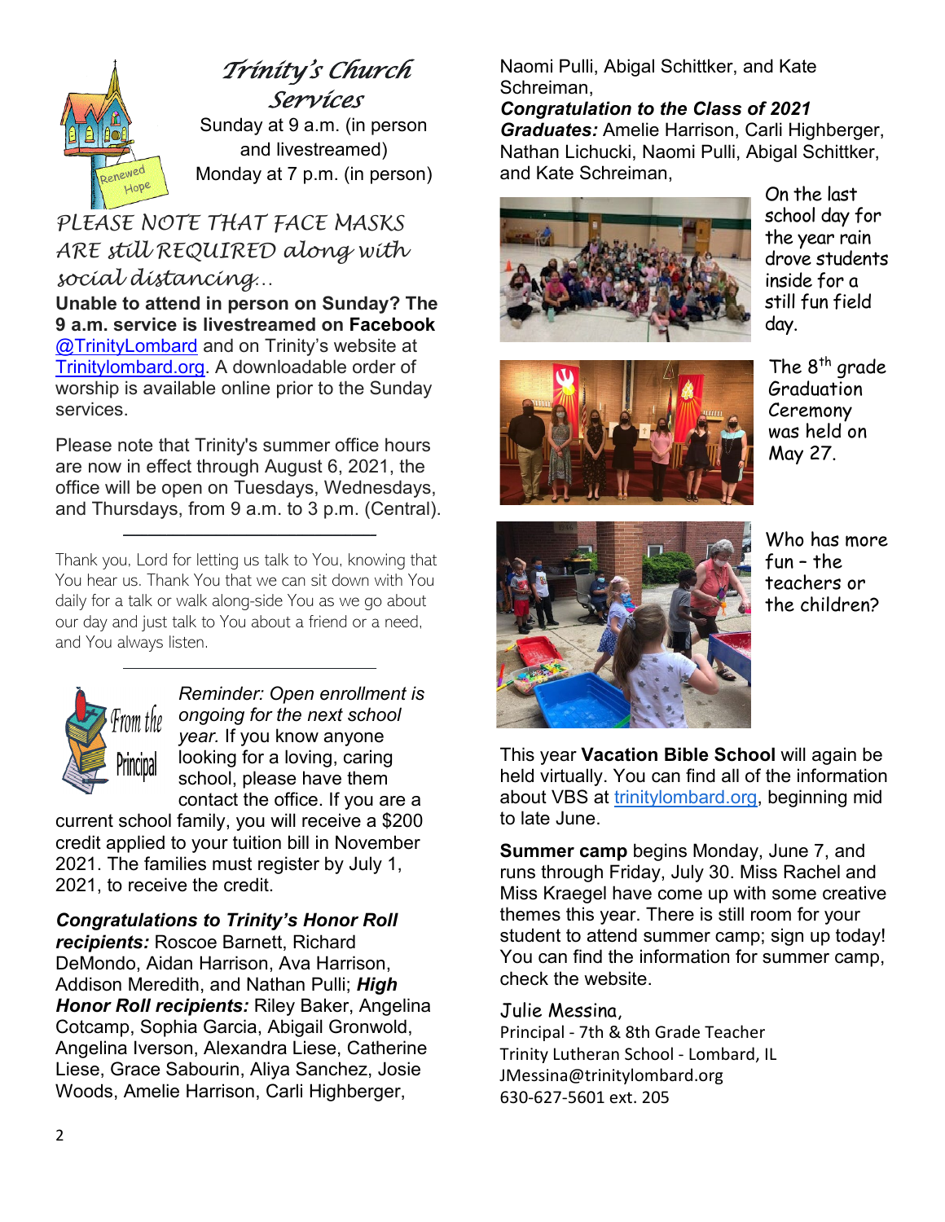## Trinity's Church Services

Sunday at 9 a.m. (in person and livestreamed)
Monday at 7 p.m. (in person)

*PLEASE NOTE THAT FACE MASKS ARE still REQUIRED along with social distancing…*

**Unable to attend in person on Sunday? The 9 a.m. service is livestreamed on Facebook** @TrinityLombard and on Trinity's website at Trinitylombard.org. A downloadable order of worship is available online prior to the Sunday services.

Please note that Trinity's summer office hours are now in effect through August 6, 2021, the office will be open on Tuesdays, Wednesdays, and Thursdays, from 9 a.m. to 3 p.m. (Central).

---

Thank you, Lord for letting us talk to You, knowing that You hear us. Thank You that we can sit down with You daily for a talk or walk along-side You as we go about our day and just talk to You about a friend or a need, and You always listen.

---

### From the Principal

*Reminder: Open enrollment is ongoing for the next school year.* If you know anyone looking for a loving, caring school, please have them contact the office. If you are a current school family, you will receive a $200 credit applied to your tuition bill in November 2021. The families must register by July 1, 2021, to receive the credit.

***Congratulations to Trinity's Honor Roll recipients:*** Roscoe Barnett, Richard DeMondo, Aidan Harrison, Ava Harrison, Addison Meredith, and Nathan Pulli; ***High Honor Roll recipients:*** Riley Baker, Angelina Cotcamp, Sophia Garcia, Abigail Gronwold, Angelina Iverson, Alexandra Liese, Catherine Liese, Grace Sabourin, Aliya Sanchez, Josie Woods, Amelie Harrison, Carli Highberger, Naomi Pulli, Abigal Schittker, and Kate Schreiman,

***Congratulation to the Class of 2021 Graduates:*** Amelie Harrison, Carli Highberger, Nathan Lichucki, Naomi Pulli, Abigal Schittker, and Kate Schreiman,

On the last school day for the year rain drove students inside for a still fun field day.

The 8th grade Graduation Ceremony was held on May 27.

Who has more fun – the teachers or the children?

This year **Vacation Bible School** will again be held virtually. You can find all of the information about VBS at trinitylombard.org, beginning mid to late June.

**Summer camp** begins Monday, June 7, and runs through Friday, July 30. Miss Rachel and Miss Kraegel have come up with some creative themes this year. There is still room for your student to attend summer camp; sign up today! You can find the information for summer camp, check the website.

Julie Messina,
Principal - 7th & 8th Grade Teacher
Trinity Lutheran School - Lombard, IL
JMessina@trinitylombard.org
630-627-5601 ext. 205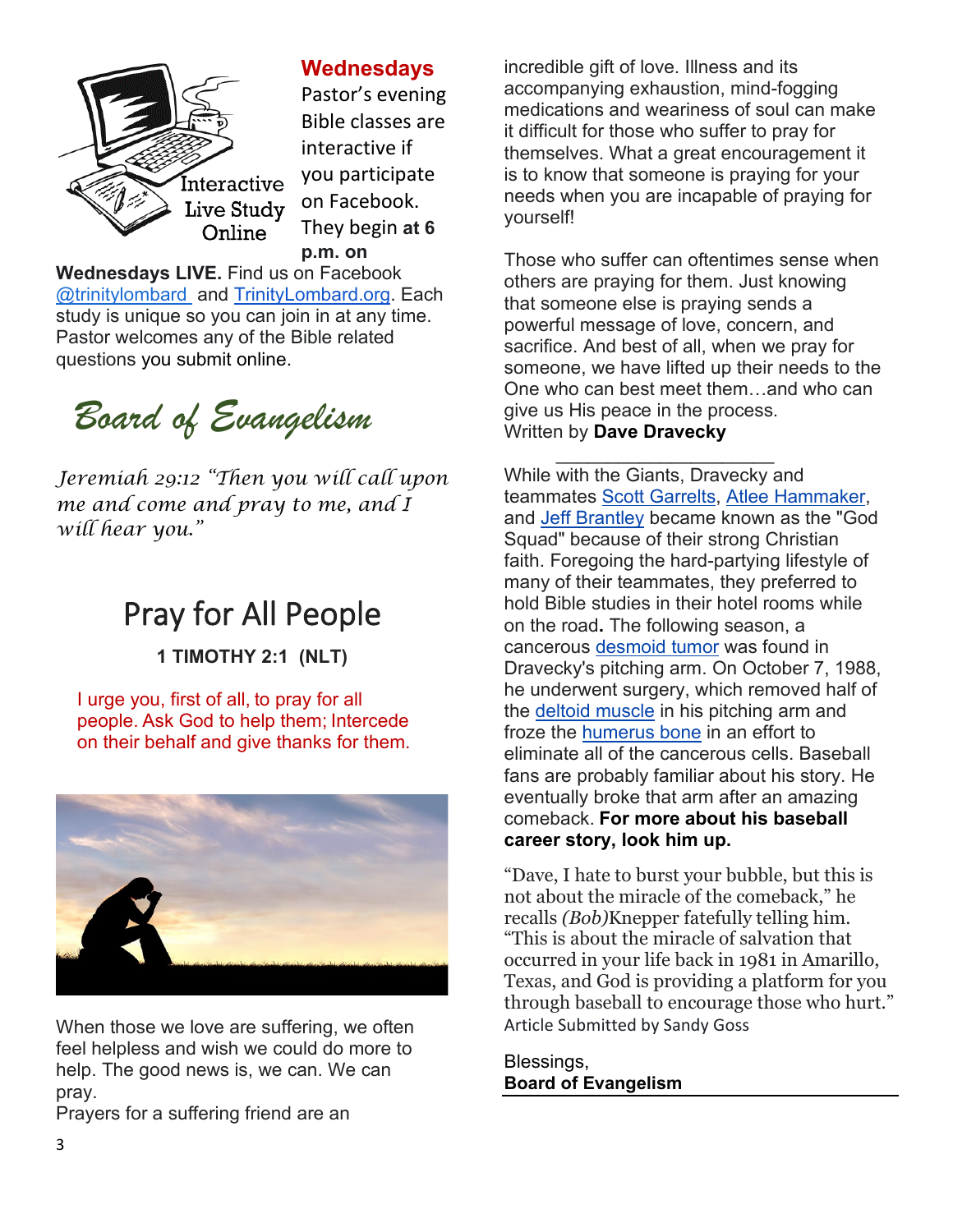**Wednesdays**

Pastor's evening Bible classes are interactive if you participate on Facebook. They begin **at 6 p.m. on Wednesdays LIVE.** Find us on Facebook @trinitylombard and TrinityLombard.org. Each study is unique so you can join in at any time. Pastor welcomes any of the Bible related questions you submit online.

# *Board of Evangelism*

*Jeremiah 29:12 "Then you will call upon me and come and pray to me, and I will hear you."*

## Pray for All People

**1 TIMOTHY 2:1 (NLT)**

I urge you, first of all, to pray for all people. Ask God to help them; Intercede on their behalf and give thanks for them.

When those we love are suffering, we often feel helpless and wish we could do more to help. The good news is, we can. We can pray.

Prayers for a suffering friend are an incredible gift of love. Illness and its accompanying exhaustion, mind-fogging medications and weariness of soul can make it difficult for those who suffer to pray for themselves. What a great encouragement it is to know that someone is praying for your needs when you are incapable of praying for yourself!

Those who suffer can oftentimes sense when others are praying for them. Just knowing that someone else is praying sends a powerful message of love, concern, and sacrifice. And best of all, when we pray for someone, we have lifted up their needs to the One who can best meet them…and who can give us His peace in the process.

Written by **Dave Dravecky**

---

While with the Giants, Dravecky and teammates Scott Garrelts, Atlee Hammaker, and Jeff Brantley became known as the "God Squad" because of their strong Christian faith. Foregoing the hard-partying lifestyle of many of their teammates, they preferred to hold Bible studies in their hotel rooms while on the road**.** The following season, a cancerous desmoid tumor was found in Dravecky's pitching arm. On October 7, 1988, he underwent surgery, which removed half of the deltoid muscle in his pitching arm and froze the humerus bone in an effort to eliminate all of the cancerous cells. Baseball fans are probably familiar about his story. He eventually broke that arm after an amazing comeback. **For more about his baseball career story, look him up.**

"Dave, I hate to burst your bubble, but this is not about the miracle of the comeback," he recalls *(Bob)*Knepper fatefully telling him. "This is about the miracle of salvation that occurred in your life back in 1981 in Amarillo, Texas, and God is providing a platform for you through baseball to encourage those who hurt."

Article Submitted by Sandy Goss

Blessings,
**Board of Evangelism**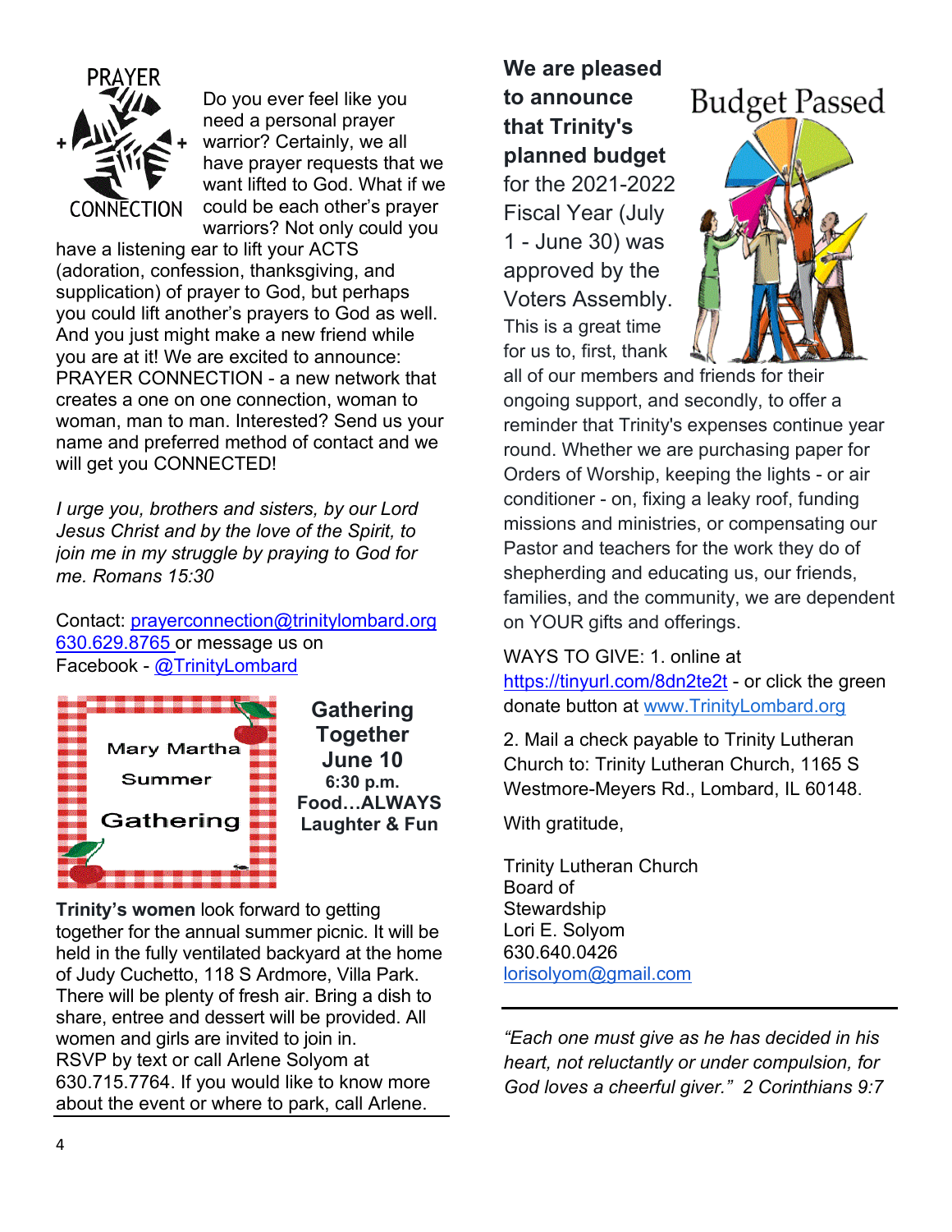## PRAYER CONNECTION

Do you ever feel like you need a personal prayer warrior? Certainly, we all have prayer requests that we want lifted to God. What if we could be each other's prayer warriors? Not only could you have a listening ear to lift your ACTS (adoration, confession, thanksgiving, and supplication) of prayer to God, but perhaps you could lift another's prayers to God as well. And you just might make a new friend while you are at it! We are excited to announce: PRAYER CONNECTION - a new network that creates a one on one connection, woman to woman, man to man. Interested? Send us your name and preferred method of contact and we will get you CONNECTED!

*I urge you, brothers and sisters, by our Lord Jesus Christ and by the love of the Spirit, to join me in my struggle by praying to God for me. Romans 15:30*

Contact: prayerconnection@trinitylombard.org 630.629.8765 or message us on Facebook - @TrinityLombard

## Mary Martha Summer Gathering

**Gathering Together**
**June 10**
**6:30 p.m.**
**Food…ALWAYS**
**Laughter & Fun**

**Trinity's women** look forward to getting together for the annual summer picnic. It will be held in the fully ventilated backyard at the home of Judy Cuchetto, 118 S Ardmore, Villa Park. There will be plenty of fresh air. Bring a dish to share, entree and dessert will be provided. All women and girls are invited to join in. RSVP by text or call Arlene Solyom at 630.715.7764. If you would like to know more about the event or where to park, call Arlene.

## Budget Passed

**We are pleased to announce that Trinity's planned budget** for the 2021-2022 Fiscal Year (July 1 - June 30) was approved by the Voters Assembly. This is a great time for us to, first, thank all of our members and friends for their ongoing support, and secondly, to offer a reminder that Trinity's expenses continue year round. Whether we are purchasing paper for Orders of Worship, keeping the lights - or air conditioner - on, fixing a leaky roof, funding missions and ministries, or compensating our Pastor and teachers for the work they do of shepherding and educating us, our friends, families, and the community, we are dependent on YOUR gifts and offerings.

WAYS TO GIVE: 1. online at https://tinyurl.com/8dn2te2t - or click the green donate button at www.TrinityLombard.org

2. Mail a check payable to Trinity Lutheran Church to: Trinity Lutheran Church, 1165 S Westmore-Meyers Rd., Lombard, IL 60148.

With gratitude,

Trinity Lutheran Church
Board of
Stewardship
Lori E. Solyom
630.640.0426
lorisolyom@gmail.com

---

*"Each one must give as he has decided in his heart, not reluctantly or under compulsion, for God loves a cheerful giver." 2 Corinthians 9:7*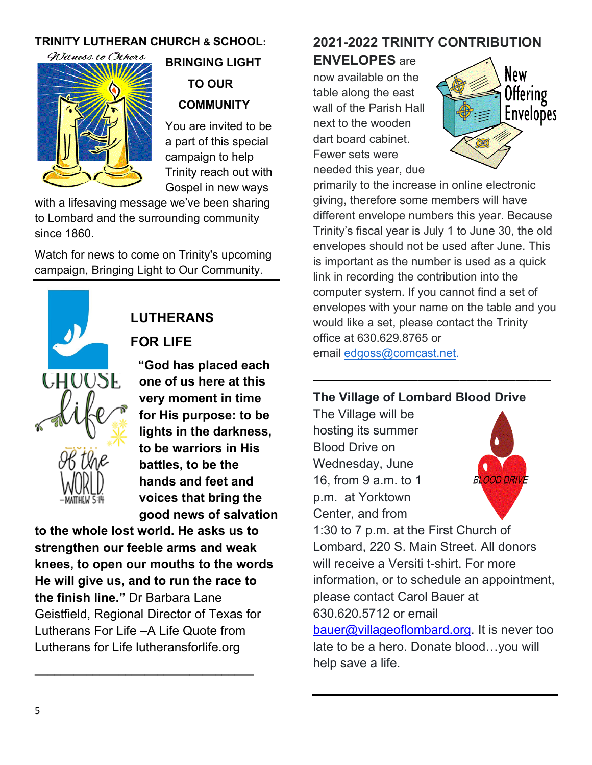## TRINITY LUTHERAN CHURCH & SCHOOL:

### BRINGING LIGHT TO OUR COMMUNITY

You are invited to be a part of this special campaign to help Trinity reach out with Gospel in new ways with a lifesaving message we've been sharing to Lombard and the surrounding community since 1860.

Watch for news to come on Trinity's upcoming campaign, Bringing Light to Our Community.

---

## LUTHERANS FOR LIFE

**"God has placed each one of us here at this very moment in time for His purpose: to be lights in the darkness, to be warriors in His battles, to be the hands and feet and voices that bring the good news of salvation to the whole lost world. He asks us to strengthen our feeble arms and weak knees, to open our mouths to the words He will give us, and to run the race to the finish line."** Dr Barbara Lane Geistfield, Regional Director of Texas for Lutherans For Life –A Life Quote from Lutherans for Life lutheransforlife.org

---

## 2021-2022 TRINITY CONTRIBUTION ENVELOPES

**2021-2022 TRINITY CONTRIBUTION ENVELOPES** are now available on the table along the east wall of the Parish Hall next to the wooden dart board cabinet. Fewer sets were needed this year, due primarily to the increase in online electronic giving, therefore some members will have different envelope numbers this year. Because Trinity's fiscal year is July 1 to June 30, the old envelopes should not be used after June. This is important as the number is used as a quick link in recording the contribution into the computer system. If you cannot find a set of envelopes with your name on the table and you would like a set, please contact the Trinity office at 630.629.8765 or email edgoss@comcast.net.

---

## The Village of Lombard Blood Drive

The Village will be hosting its summer Blood Drive on Wednesday, June 16, from 9 a.m. to 1 p.m. at Yorktown Center, and from 1:30 to 7 p.m. at the First Church of Lombard, 220 S. Main Street. All donors will receive a Versiti t-shirt. For more information, or to schedule an appointment, please contact Carol Bauer at 630.620.5712 or email bauer@villageoflombard.org. It is never too late to be a hero. Donate blood…you will help save a life.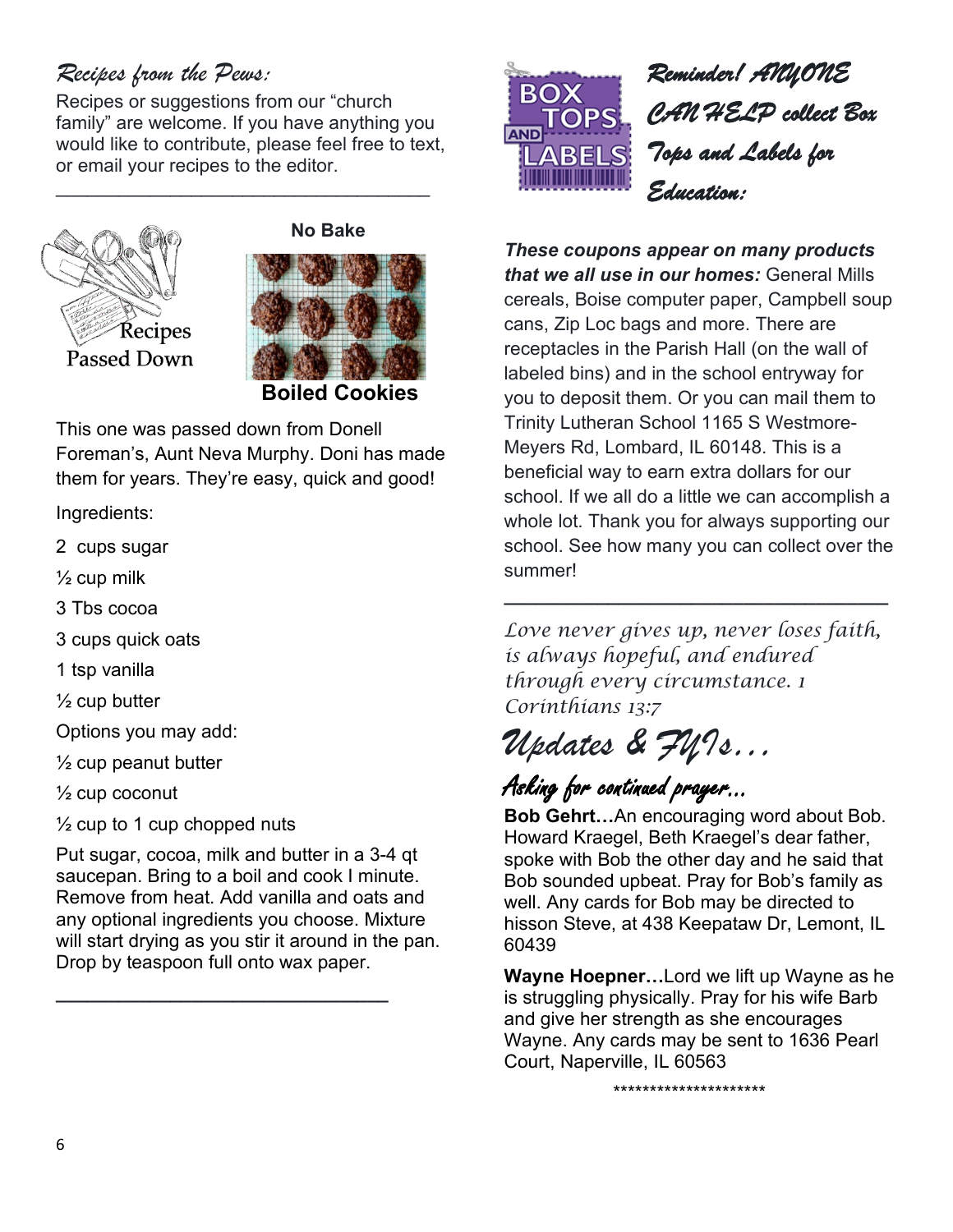## Recipes from the Pews:

Recipes or suggestions from our "church family" are welcome. If you have anything you would like to contribute, please feel free to text, or email your recipes to the editor.

---

Recipes Passed Down

**No Bake**

**Boiled Cookies**

This one was passed down from Donell Foreman's, Aunt Neva Murphy. Doni has made them for years. They're easy, quick and good!

Ingredients:

2 cups sugar

½ cup milk

3 Tbs cocoa

3 cups quick oats

1 tsp vanilla

½ cup butter

Options you may add:

½ cup peanut butter

½ cup coconut

½ cup to 1 cup chopped nuts

Put sugar, cocoa, milk and butter in a 3-4 qt saucepan. Bring to a boil and cook I minute. Remove from heat. Add vanilla and oats and any optional ingredients you choose. Mixture will start drying as you stir it around in the pan. Drop by teaspoon full onto wax paper.

---

BOX TOPS AND LABELS

## Reminder! ANYONE CAN HELP collect Box Tops and Labels for Education:

***These coupons appear on many products that we all use in our homes:*** General Mills cereals, Boise computer paper, Campbell soup cans, Zip Loc bags and more. There are receptacles in the Parish Hall (on the wall of labeled bins) and in the school entryway for you to deposit them. Or you can mail them to Trinity Lutheran School 1165 S Westmore-Meyers Rd, Lombard, IL 60148. This is a beneficial way to earn extra dollars for our school. If we all do a little we can accomplish a whole lot. Thank you for always supporting our school. See how many you can collect over the summer!

---

*Love never gives up, never loses faith, is always hopeful, and endured through every circumstance. 1 Corinthians 13:7*

# Updates & FYIs…

## Asking for continued prayer…

**Bob Gehrt…**An encouraging word about Bob. Howard Kraegel, Beth Kraegel's dear father, spoke with Bob the other day and he said that Bob sounded upbeat. Pray for Bob's family as well. Any cards for Bob may be directed to hisson Steve, at 438 Keepataw Dr, Lemont, IL 60439

**Wayne Hoepner…**Lord we lift up Wayne as he is struggling physically. Pray for his wife Barb and give her strength as she encourages Wayne. Any cards may be sent to 1636 Pearl Court, Naperville, IL 60563

*********************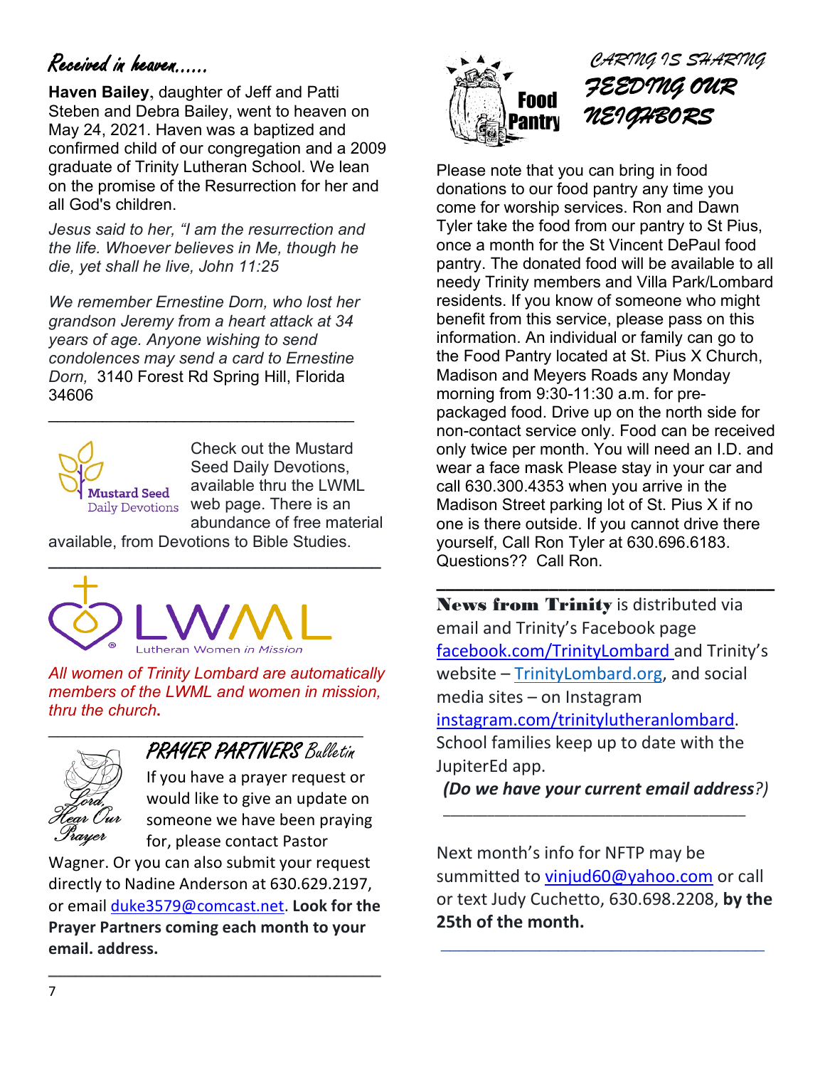## Received in heaven……

**Haven Bailey**, daughter of Jeff and Patti Steben and Debra Bailey, went to heaven on May 24, 2021. Haven was a baptized and confirmed child of our congregation and a 2009 graduate of Trinity Lutheran School. We lean on the promise of the Resurrection for her and all God's children.

*Jesus said to her, "I am the resurrection and the life. Whoever believes in Me, though he die, yet shall he live, John 11:25*

*We remember Ernestine Dorn, who lost her grandson Jeremy from a heart attack at 34 years of age. Anyone wishing to send condolences may send a card to Ernestine Dorn,* 3140 Forest Rd Spring Hill, Florida 34606

---

Mustard Seed Daily Devotions

Check out the Mustard Seed Daily Devotions, available thru the LWML web page. There is an abundance of free material available, from Devotions to Bible Studies.

---

LWML Lutheran Women *in Mission*

*All women of Trinity Lombard are automatically members of the LWML and women in mission, thru the church.*

---

## PRAYER PARTNERS Bulletin

Lord, Hear Our Prayer

If you have a prayer request or would like to give an update on someone we have been praying for, please contact Pastor Wagner. Or you can also submit your request directly to Nadine Anderson at 630.629.2197, or email duke3579@comcast.net. **Look for the Prayer Partners coming each month to your email. address.**

---

Food Pantry

## CARING IS SHARING
## FEEDING OUR NEIGHBORS

Please note that you can bring in food donations to our food pantry any time you come for worship services. Ron and Dawn Tyler take the food from our pantry to St Pius, once a month for the St Vincent DePaul food pantry. The donated food will be available to all needy Trinity members and Villa Park/Lombard residents. If you know of someone who might benefit from this service, please pass on this information. An individual or family can go to the Food Pantry located at St. Pius X Church, Madison and Meyers Roads any Monday morning from 9:30-11:30 a.m. for pre-packaged food. Drive up on the north side for non-contact service only. Food can be received only twice per month. You will need an I.D. and wear a face mask Please stay in your car and call 630.300.4353 when you arrive in the Madison Street parking lot of St. Pius X if no one is there outside. If you cannot drive there yourself, Call Ron Tyler at 630.696.6183. Questions?? Call Ron.

---

**News from Trinity** is distributed via email and Trinity's Facebook page facebook.com/TrinityLombard and Trinity's website – TrinityLombard.org, and social media sites – on Instagram instagram.com/trinitylutheranlombard. School families keep up to date with the JupiterEd app.

***(Do we have your current email address?)***

---

Next month's info for NFTP may be summitted to vinjud60@yahoo.com or call or text Judy Cuchetto, 630.698.2208, **by the 25th of the month.**